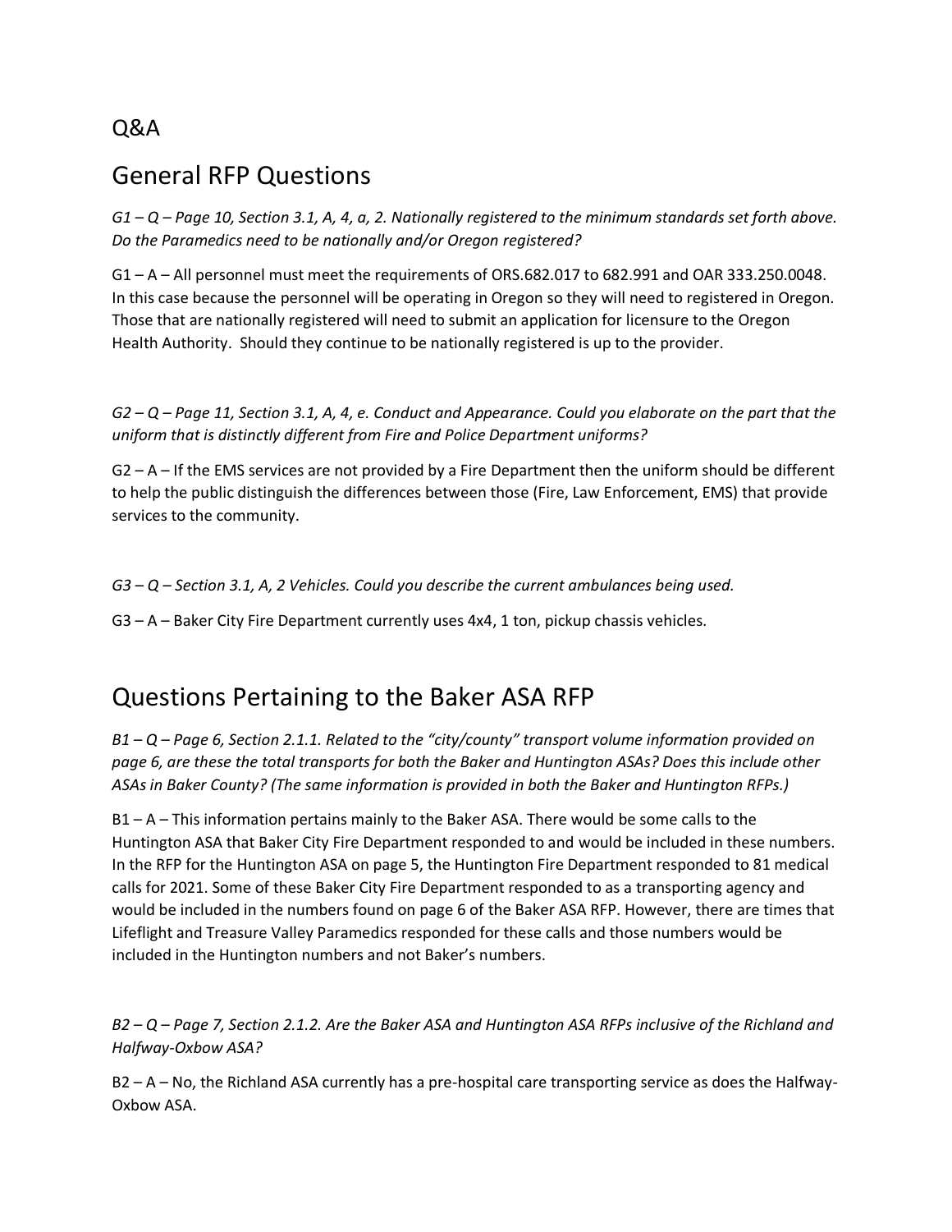# Q&A

## General RFP Questions

*G1 – Q – Page 10, Section 3.1, A, 4, a, 2. Nationally registered to the minimum standards set forth above. Do the Paramedics need to be nationally and/or Oregon registered?*

G1 – A – All personnel must meet the requirements of ORS.682.017 to 682.991 and OAR 333.250.0048. In this case because the personnel will be operating in Oregon so they will need to registered in Oregon. Those that are nationally registered will need to submit an application for licensure to the Oregon Health Authority. Should they continue to be nationally registered is up to the provider.

*G2 – Q – Page 11, Section 3.1, A, 4, e. Conduct and Appearance. Could you elaborate on the part that the uniform that is distinctly different from Fire and Police Department uniforms?*

G2 – A – If the EMS services are not provided by a Fire Department then the uniform should be different to help the public distinguish the differences between those (Fire, Law Enforcement, EMS) that provide services to the community.

*G3 – Q – Section 3.1, A, 2 Vehicles. Could you describe the current ambulances being used.*

G3 – A – Baker City Fire Department currently uses 4x4, 1 ton, pickup chassis vehicles.

## Questions Pertaining to the Baker ASA RFP

*B1 – Q – Page 6, Section 2.1.1. Related to the "city/county" transport volume information provided on page 6, are these the total transports for both the Baker and Huntington ASAs? Does this include other ASAs in Baker County? (The same information is provided in both the Baker and Huntington RFPs.)*

B1 – A – This information pertains mainly to the Baker ASA. There would be some calls to the Huntington ASA that Baker City Fire Department responded to and would be included in these numbers. In the RFP for the Huntington ASA on page 5, the Huntington Fire Department responded to 81 medical calls for 2021. Some of these Baker City Fire Department responded to as a transporting agency and would be included in the numbers found on page 6 of the Baker ASA RFP. However, there are times that Lifeflight and Treasure Valley Paramedics responded for these calls and those numbers would be included in the Huntington numbers and not Baker's numbers.

*B2 – Q – Page 7, Section 2.1.2. Are the Baker ASA and Huntington ASA RFPs inclusive of the Richland and Halfway-Oxbow ASA?*

B2 – A – No, the Richland ASA currently has a pre-hospital care transporting service as does the Halfway-Oxbow ASA.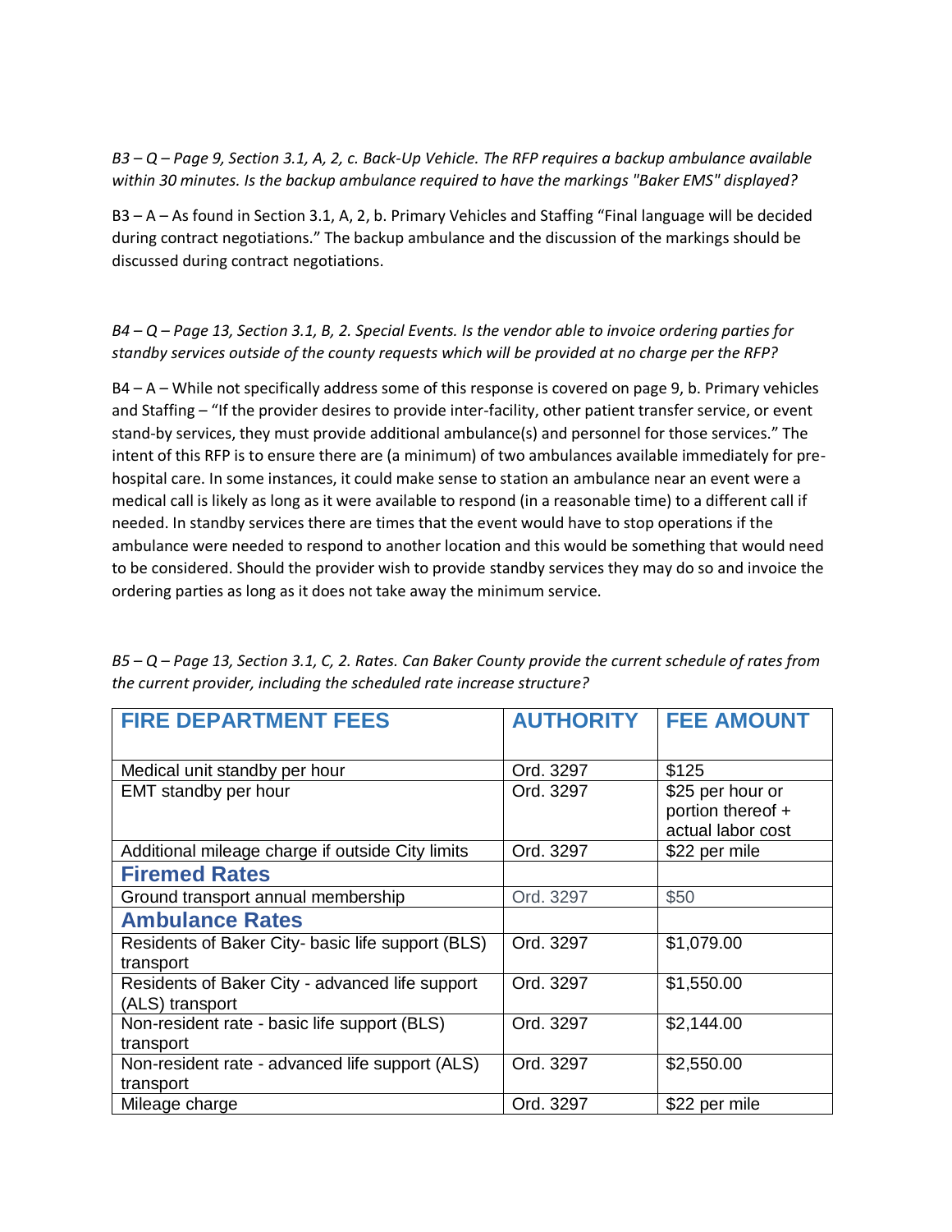*B3 – Q – Page 9, Section 3.1, A, 2, c. Back-Up Vehicle. The RFP requires a backup ambulance available within 30 minutes. Is the backup ambulance required to have the markings "Baker EMS" displayed?*

B3 – A – As found in Section 3.1, A, 2, b. Primary Vehicles and Staffing "Final language will be decided during contract negotiations." The backup ambulance and the discussion of the markings should be discussed during contract negotiations.

*B4 – Q – Page 13, Section 3.1, B, 2. Special Events. Is the vendor able to invoice ordering parties for standby services outside of the county requests which will be provided at no charge per the RFP?*

B4 – A – While not specifically address some of this response is covered on page 9, b. Primary vehicles and Staffing – "If the provider desires to provide inter-facility, other patient transfer service, or event stand-by services, they must provide additional ambulance(s) and personnel for those services." The intent of this RFP is to ensure there are (a minimum) of two ambulances available immediately for pre-hospital care. In some instances, it could make sense to station an ambulance near an event were a medical call is likely as long as it were available to respond (in a reasonable time) to a different call if needed. In standby services there are times that the event would have to stop operations if the ambulance were needed to respond to another location and this would be something that would need to be considered. Should the provider wish to provide standby services they may do so and invoice the ordering parties as long as it does not take away the minimum service.

*B5 – Q – Page 13, Section 3.1, C, 2. Rates. Can Baker County provide the current schedule of rates from the current provider, including the scheduled rate increase structure?*

| FIRE DEPARTMENT FEES | AUTHORITY | FEE AMOUNT |
|---|---|---|
| Medical unit standby per hour | Ord. 3297 | $125 |
| EMT standby per hour | Ord. 3297 | $25 per hour or portion thereof + actual labor cost |
| Additional mileage charge if outside City limits | Ord. 3297 | $22 per mile |
| **Firemed Rates** | | |
| Ground transport annual membership | Ord. 3297 | $50 |
| **Ambulance Rates** | | |
| Residents of Baker City- basic life support (BLS) transport | Ord. 3297 | $1,079.00 |
| Residents of Baker City - advanced life support (ALS) transport | Ord. 3297 | $1,550.00 |
| Non-resident rate - basic life support (BLS) transport | Ord. 3297 | $2,144.00 |
| Non-resident rate - advanced life support (ALS) transport | Ord. 3297 | $2,550.00 |
| Mileage charge | Ord. 3297 | $22 per mile |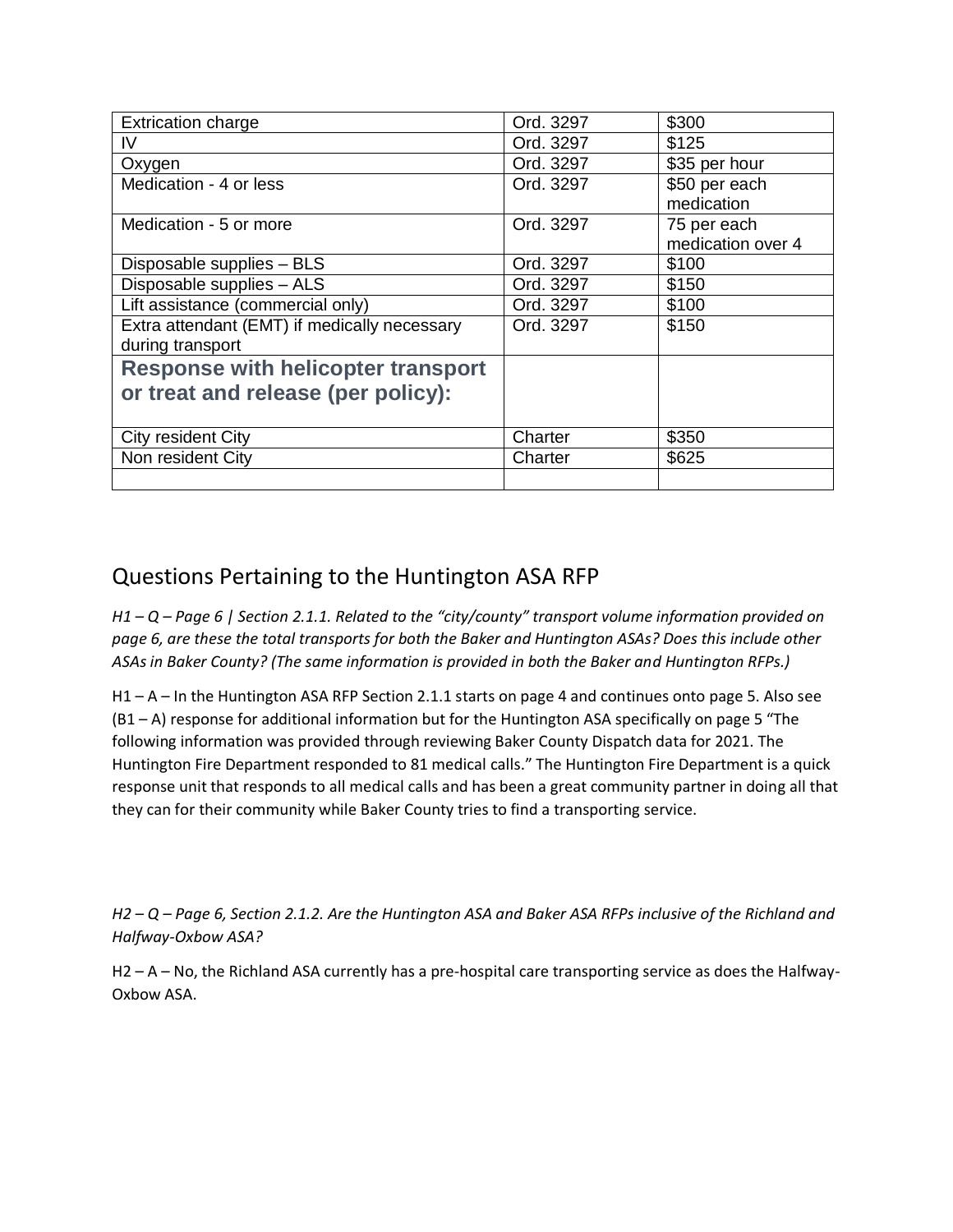| | | |
|---|---|---|
| Extrication charge | Ord. 3297 | $300 |
| IV | Ord. 3297 | $125 |
| Oxygen | Ord. 3297 | $35 per hour |
| Medication - 4 or less | Ord. 3297 | $50 per each medication |
| Medication - 5 or more | Ord. 3297 | 75 per each medication over 4 |
| Disposable supplies – BLS | Ord. 3297 | $100 |
| Disposable supplies – ALS | Ord. 3297 | $150 |
| Lift assistance (commercial only) | Ord. 3297 | $100 |
| Extra attendant (EMT) if medically necessary during transport | Ord. 3297 | $150 |
| **Response with helicopter transport or treat and release (per policy):** | | |
| City resident City | Charter | $350 |
| Non resident City | Charter | $625 |
| | | |

## Questions Pertaining to the Huntington ASA RFP

*H1 – Q – Page 6 | Section 2.1.1. Related to the "city/county" transport volume information provided on page 6, are these the total transports for both the Baker and Huntington ASAs? Does this include other ASAs in Baker County? (The same information is provided in both the Baker and Huntington RFPs.)*

H1 – A – In the Huntington ASA RFP Section 2.1.1 starts on page 4 and continues onto page 5. Also see (B1 – A) response for additional information but for the Huntington ASA specifically on page 5 "The following information was provided through reviewing Baker County Dispatch data for 2021. The Huntington Fire Department responded to 81 medical calls." The Huntington Fire Department is a quick response unit that responds to all medical calls and has been a great community partner in doing all that they can for their community while Baker County tries to find a transporting service.

*H2 – Q – Page 6, Section 2.1.2. Are the Huntington ASA and Baker ASA RFPs inclusive of the Richland and Halfway-Oxbow ASA?*

H2 – A – No, the Richland ASA currently has a pre-hospital care transporting service as does the Halfway-Oxbow ASA.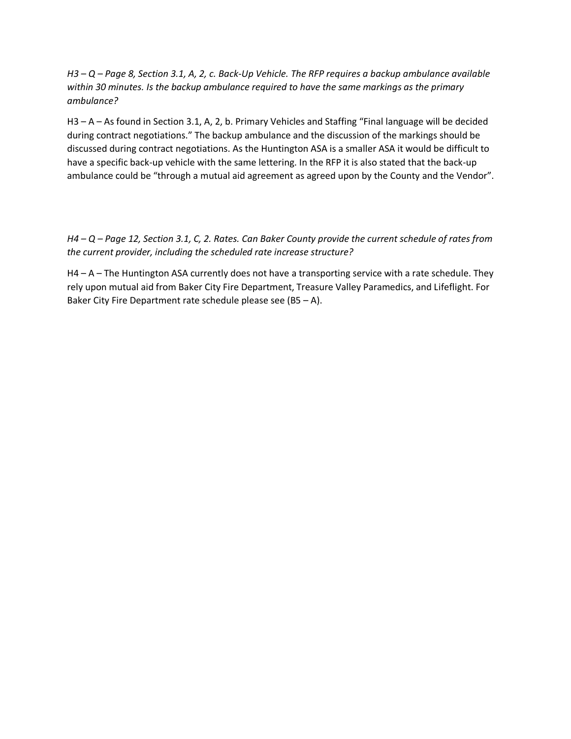*H3 – Q – Page 8, Section 3.1, A, 2, c. Back-Up Vehicle. The RFP requires a backup ambulance available within 30 minutes. Is the backup ambulance required to have the same markings as the primary ambulance?*

H3 – A – As found in Section 3.1, A, 2, b. Primary Vehicles and Staffing "Final language will be decided during contract negotiations." The backup ambulance and the discussion of the markings should be discussed during contract negotiations. As the Huntington ASA is a smaller ASA it would be difficult to have a specific back-up vehicle with the same lettering. In the RFP it is also stated that the back-up ambulance could be "through a mutual aid agreement as agreed upon by the County and the Vendor".

*H4 – Q – Page 12, Section 3.1, C, 2. Rates. Can Baker County provide the current schedule of rates from the current provider, including the scheduled rate increase structure?*

H4 – A – The Huntington ASA currently does not have a transporting service with a rate schedule. They rely upon mutual aid from Baker City Fire Department, Treasure Valley Paramedics, and Lifeflight. For Baker City Fire Department rate schedule please see (B5 – A).